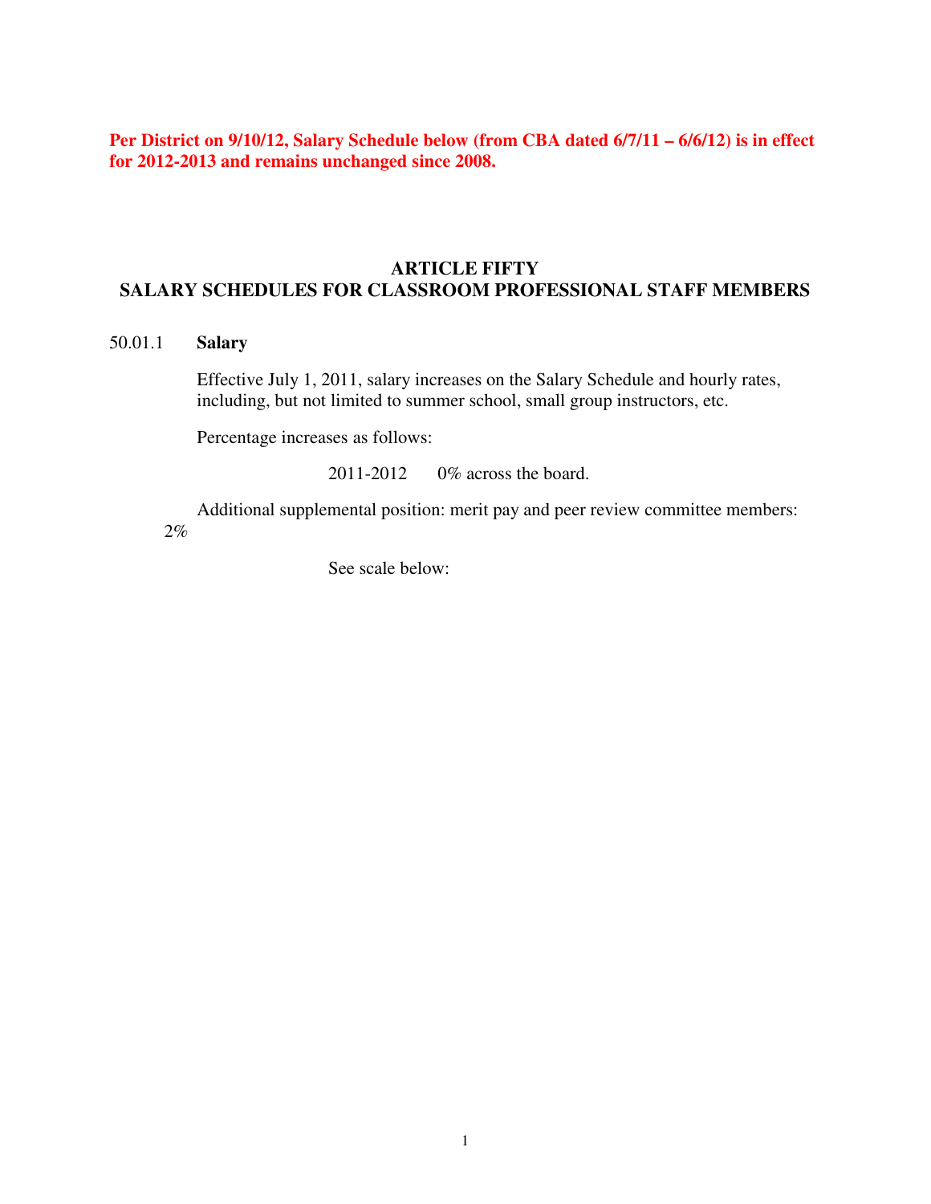**Per District on 9/10/12, Salary Schedule below (from CBA dated 6/7/11 – 6/6/12) is in effect for 2012-2013 and remains unchanged since 2008.**

## ARTICLE FIFTY
## SALARY SCHEDULES FOR CLASSROOM PROFESSIONAL STAFF MEMBERS

50.01.1 **Salary**

Effective July 1, 2011, salary increases on the Salary Schedule and hourly rates, including, but not limited to summer school, small group instructors, etc.

Percentage increases as follows:

2011-2012 0% across the board.

Additional supplemental position: merit pay and peer review committee members: 2%

See scale below: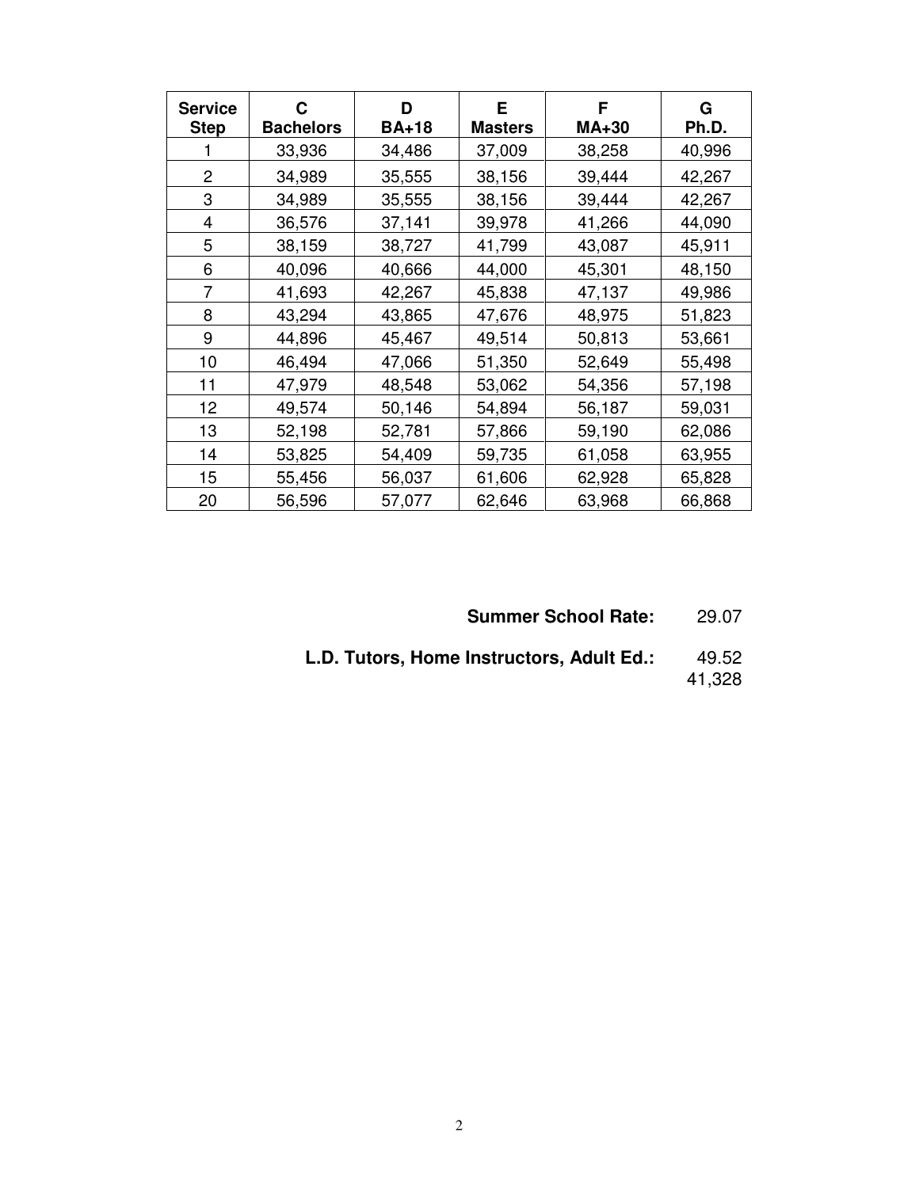| Service Step | C Bachelors | D BA+18 | E Masters | F MA+30 | G Ph.D. |
|---|---|---|---|---|---|
| 1 | 33,936 | 34,486 | 37,009 | 38,258 | 40,996 |
| 2 | 34,989 | 35,555 | 38,156 | 39,444 | 42,267 |
| 3 | 34,989 | 35,555 | 38,156 | 39,444 | 42,267 |
| 4 | 36,576 | 37,141 | 39,978 | 41,266 | 44,090 |
| 5 | 38,159 | 38,727 | 41,799 | 43,087 | 45,911 |
| 6 | 40,096 | 40,666 | 44,000 | 45,301 | 48,150 |
| 7 | 41,693 | 42,267 | 45,838 | 47,137 | 49,986 |
| 8 | 43,294 | 43,865 | 47,676 | 48,975 | 51,823 |
| 9 | 44,896 | 45,467 | 49,514 | 50,813 | 53,661 |
| 10 | 46,494 | 47,066 | 51,350 | 52,649 | 55,498 |
| 11 | 47,979 | 48,548 | 53,062 | 54,356 | 57,198 |
| 12 | 49,574 | 50,146 | 54,894 | 56,187 | 59,031 |
| 13 | 52,198 | 52,781 | 57,866 | 59,190 | 62,086 |
| 14 | 53,825 | 54,409 | 59,735 | 61,058 | 63,955 |
| 15 | 55,456 | 56,037 | 61,606 | 62,928 | 65,828 |
| 20 | 56,596 | 57,077 | 62,646 | 63,968 | 66,868 |

**Summer School Rate:** 29.07

**L.D. Tutors, Home Instructors, Adult Ed.:** 49.52
41,328